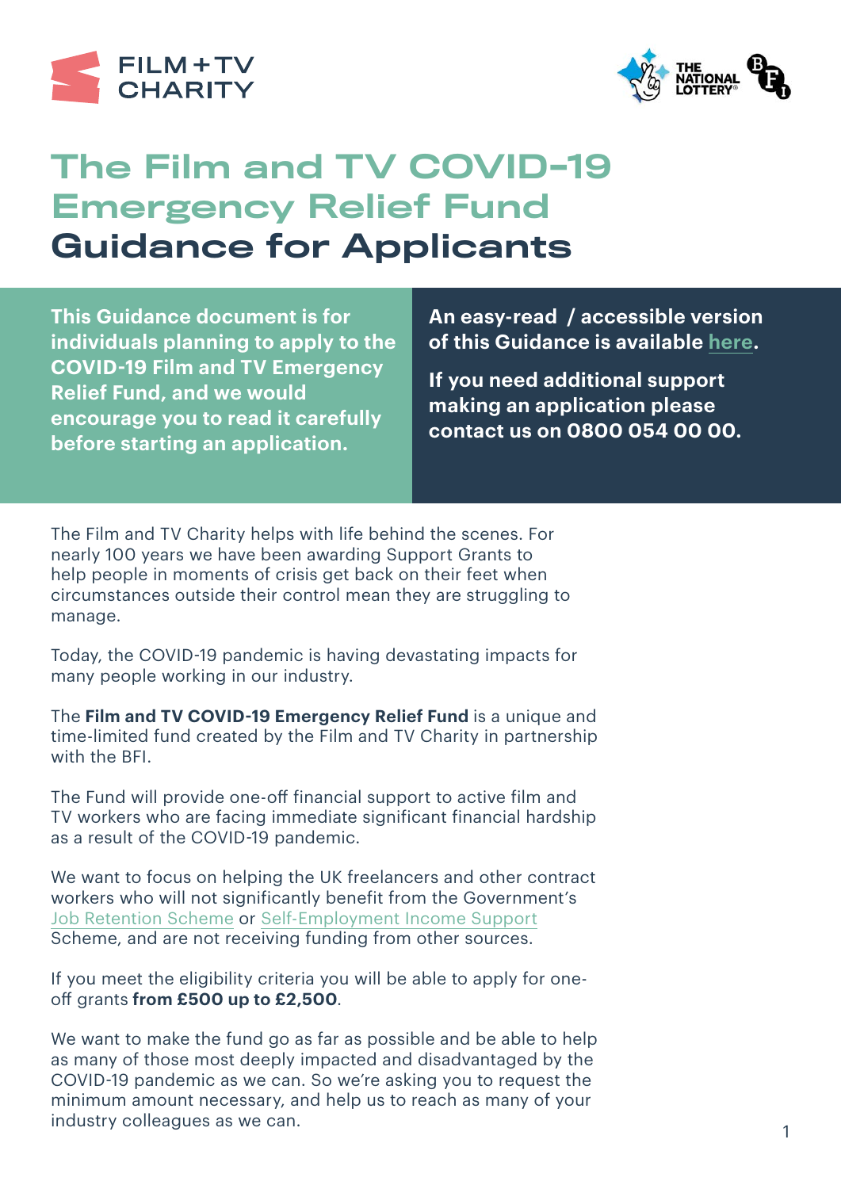# The Film and TV COVID-19 Emergency Relief Fund Guidance for Applicants

**This Guidance document is for individuals planning to apply to the COVID-19 Film and TV Emergency Relief Fund, and we would encourage you to read it carefully before starting an application.**

**An easy-read / accessible version of this Guidance is available here.**

**If you need additional support making an application please contact us on 0800 054 00 00.**

The Film and TV Charity helps with life behind the scenes. For nearly 100 years we have been awarding Support Grants to help people in moments of crisis get back on their feet when circumstances outside their control mean they are struggling to manage.

Today, the COVID-19 pandemic is having devastating impacts for many people working in our industry.

The **Film and TV COVID-19 Emergency Relief Fund** is a unique and time-limited fund created by the Film and TV Charity in partnership with the BFI.

The Fund will provide one-off financial support to active film and TV workers who are facing immediate significant financial hardship as a result of the COVID-19 pandemic.

We want to focus on helping the UK freelancers and other contract workers who will not significantly benefit from the Government's Job Retention Scheme or Self-Employment Income Support Scheme, and are not receiving funding from other sources.

If you meet the eligibility criteria you will be able to apply for one-off grants **from £500 up to £2,500**.

We want to make the fund go as far as possible and be able to help as many of those most deeply impacted and disadvantaged by the COVID-19 pandemic as we can. So we're asking you to request the minimum amount necessary, and help us to reach as many of your industry colleagues as we can.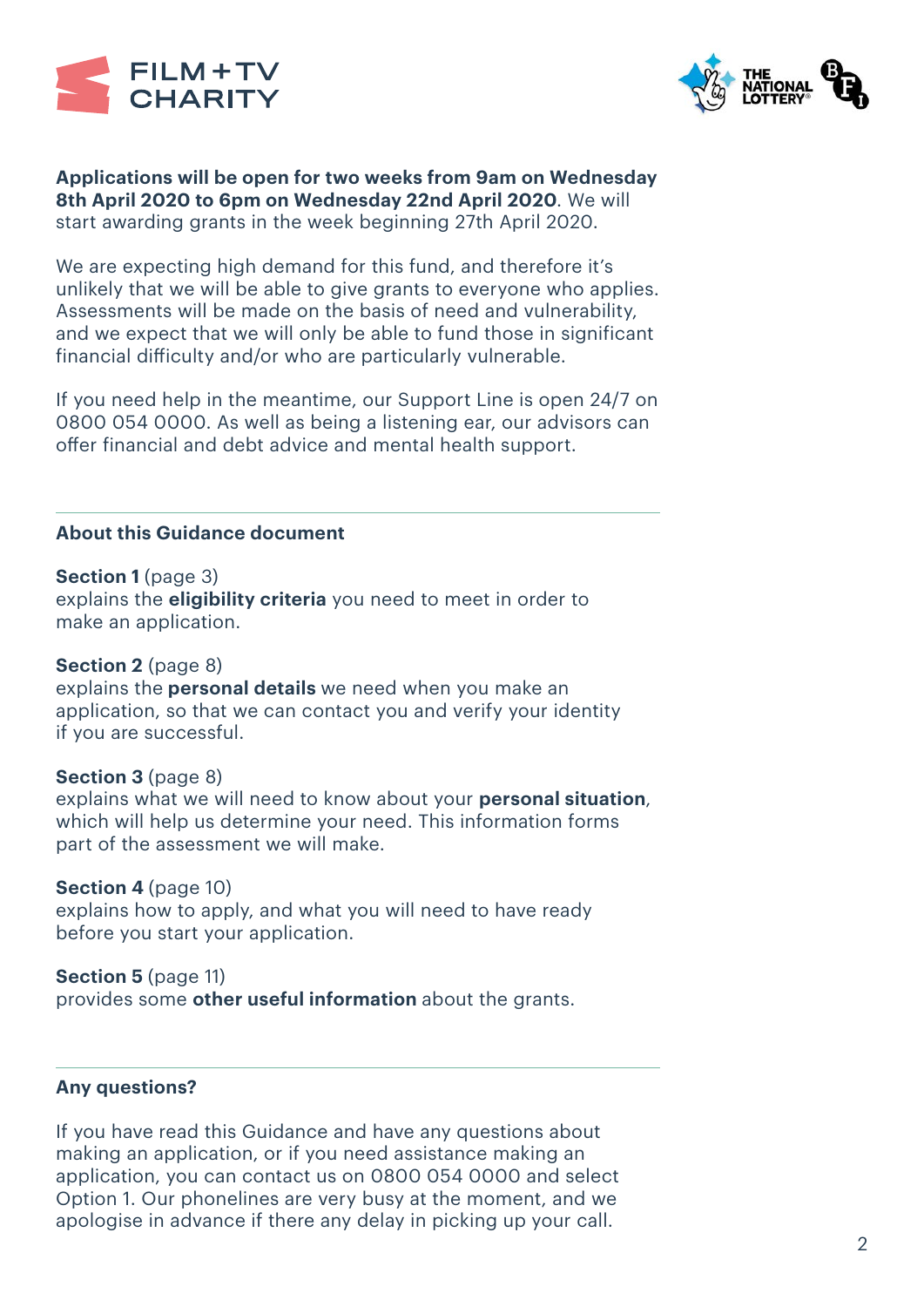**Applications will be open for two weeks from 9am on Wednesday 8th April 2020 to 6pm on Wednesday 22nd April 2020**. We will start awarding grants in the week beginning 27th April 2020.

We are expecting high demand for this fund, and therefore it's unlikely that we will be able to give grants to everyone who applies. Assessments will be made on the basis of need and vulnerability, and we expect that we will only be able to fund those in significant financial difficulty and/or who are particularly vulnerable.

If you need help in the meantime, our Support Line is open 24/7 on 0800 054 0000. As well as being a listening ear, our advisors can offer financial and debt advice and mental health support.

---

### About this Guidance document

**Section 1** (page 3)
explains the **eligibility criteria** you need to meet in order to make an application.

**Section 2** (page 8)
explains the **personal details** we need when you make an application, so that we can contact you and verify your identity if you are successful.

**Section 3** (page 8)
explains what we will need to know about your **personal situation**, which will help us determine your need. This information forms part of the assessment we will make.

**Section 4** (page 10)
explains how to apply, and what you will need to have ready before you start your application.

**Section 5** (page 11)
provides some **other useful information** about the grants.

---

### Any questions?

If you have read this Guidance and have any questions about making an application, or if you need assistance making an application, you can contact us on 0800 054 0000 and select Option 1. Our phonelines are very busy at the moment, and we apologise in advance if there any delay in picking up your call.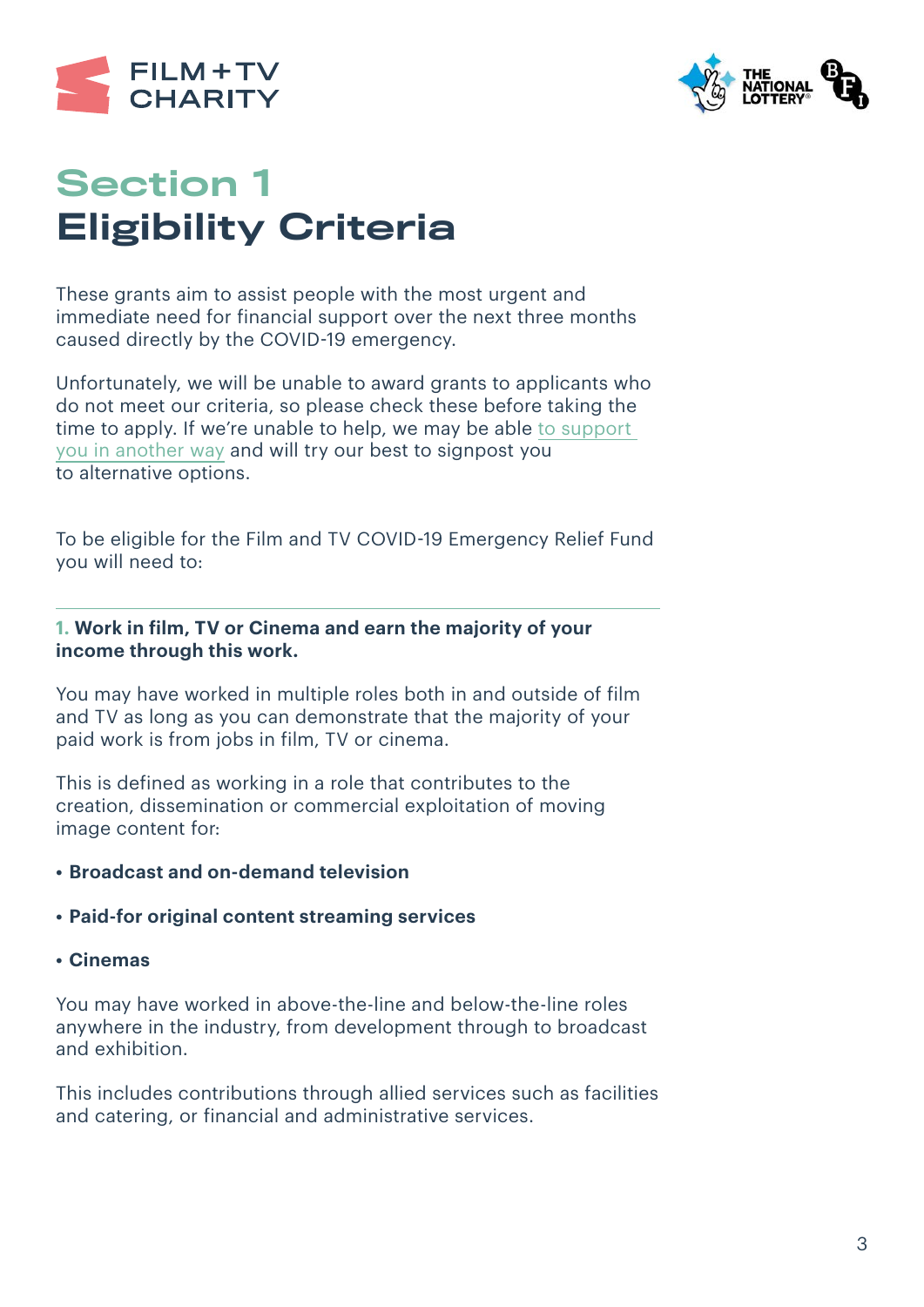# Section 1
# Eligibility Criteria

These grants aim to assist people with the most urgent and immediate need for financial support over the next three months caused directly by the COVID-19 emergency.

Unfortunately, we will be unable to award grants to applicants who do not meet our criteria, so please check these before taking the time to apply. If we're unable to help, we may be able to support you in another way and will try our best to signpost you to alternative options.

To be eligible for the Film and TV COVID-19 Emergency Relief Fund you will need to:

---

**1. Work in film, TV or Cinema and earn the majority of your income through this work.**

You may have worked in multiple roles both in and outside of film and TV as long as you can demonstrate that the majority of your paid work is from jobs in film, TV or cinema.

This is defined as working in a role that contributes to the creation, dissemination or commercial exploitation of moving image content for:

- **Broadcast and on-demand television**
- **Paid-for original content streaming services**
- **Cinemas**

You may have worked in above-the-line and below-the-line roles anywhere in the industry, from development through to broadcast and exhibition.

This includes contributions through allied services such as facilities and catering, or financial and administrative services.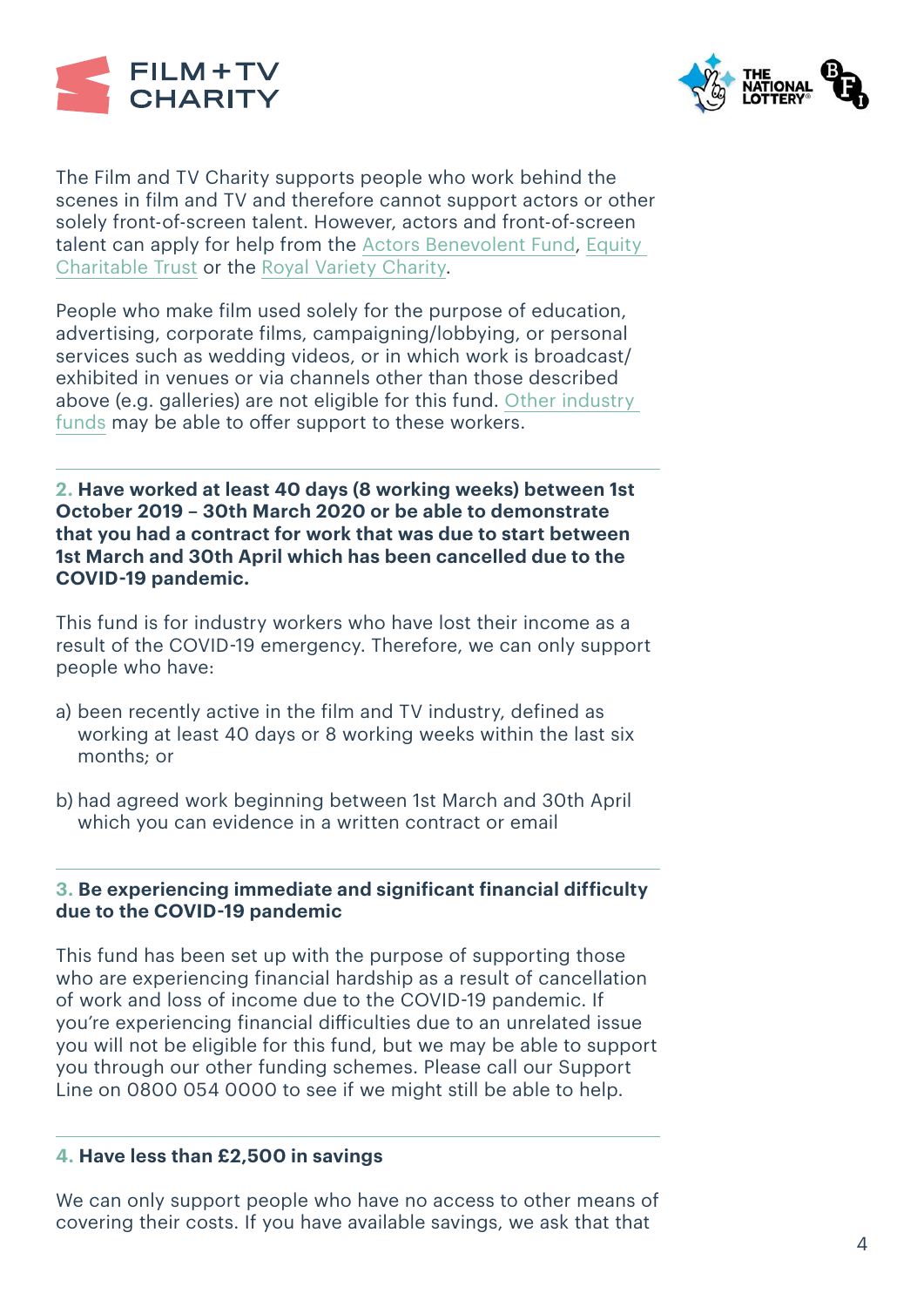The Film and TV Charity supports people who work behind the scenes in film and TV and therefore cannot support actors or other solely front-of-screen talent. However, actors and front-of-screen talent can apply for help from the Actors Benevolent Fund, Equity Charitable Trust or the Royal Variety Charity.

People who make film used solely for the purpose of education, advertising, corporate films, campaigning/lobbying, or personal services such as wedding videos, or in which work is broadcast/ exhibited in venues or via channels other than those described above (e.g. galleries) are not eligible for this fund. Other industry funds may be able to offer support to these workers.

---

**2. Have worked at least 40 days (8 working weeks) between 1st October 2019 – 30th March 2020 or be able to demonstrate that you had a contract for work that was due to start between 1st March and 30th April which has been cancelled due to the COVID-19 pandemic.**

This fund is for industry workers who have lost their income as a result of the COVID-19 emergency. Therefore, we can only support people who have:

a) been recently active in the film and TV industry, defined as working at least 40 days or 8 working weeks within the last six months; or

b) had agreed work beginning between 1st March and 30th April which you can evidence in a written contract or email

---

**3. Be experiencing immediate and significant financial difficulty due to the COVID-19 pandemic**

This fund has been set up with the purpose of supporting those who are experiencing financial hardship as a result of cancellation of work and loss of income due to the COVID-19 pandemic. If you're experiencing financial difficulties due to an unrelated issue you will not be eligible for this fund, but we may be able to support you through our other funding schemes. Please call our Support Line on 0800 054 0000 to see if we might still be able to help.

---

**4. Have less than £2,500 in savings**

We can only support people who have no access to other means of covering their costs. If you have available savings, we ask that that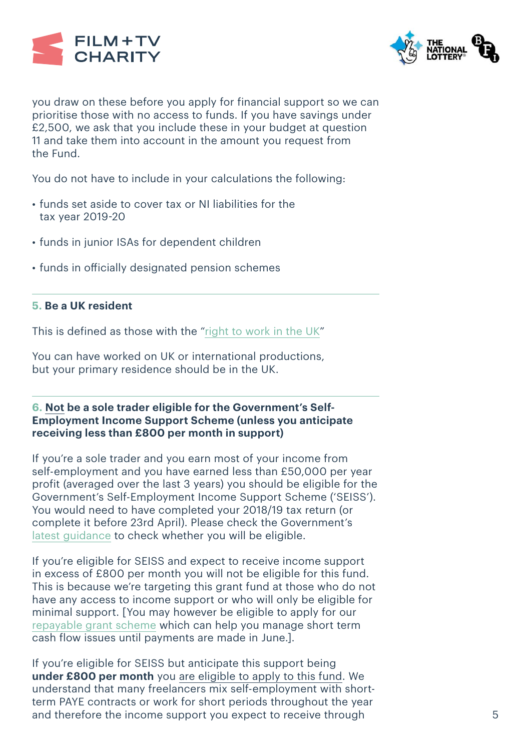you draw on these before you apply for financial support so we can prioritise those with no access to funds. If you have savings under £2,500, we ask that you include these in your budget at question 11 and take them into account in the amount you request from the Fund.

You do not have to include in your calculations the following:

- funds set aside to cover tax or NI liabilities for the tax year 2019-20
- funds in junior ISAs for dependent children
- funds in officially designated pension schemes

---

### 5. Be a UK resident

This is defined as those with the "right to work in the UK"

You can have worked on UK or international productions, but your primary residence should be in the UK.

---

### 6. Not be a sole trader eligible for the Government's Self-Employment Income Support Scheme (unless you anticipate receiving less than £800 per month in support)

If you're a sole trader and you earn most of your income from self-employment and you have earned less than £50,000 per year profit (averaged over the last 3 years) you should be eligible for the Government's Self-Employment Income Support Scheme ('SEISS'). You would need to have completed your 2018/19 tax return (or complete it before 23rd April). Please check the Government's latest guidance to check whether you will be eligible.

If you're eligible for SEISS and expect to receive income support in excess of £800 per month you will not be eligible for this fund. This is because we're targeting this grant fund at those who do not have any access to income support or who will only be eligible for minimal support. [You may however be eligible to apply for our repayable grant scheme which can help you manage short term cash flow issues until payments are made in June.].

If you're eligible for SEISS but anticipate this support being **under £800 per month** you are eligible to apply to this fund. We understand that many freelancers mix self-employment with short-term PAYE contracts or work for short periods throughout the year and therefore the income support you expect to receive through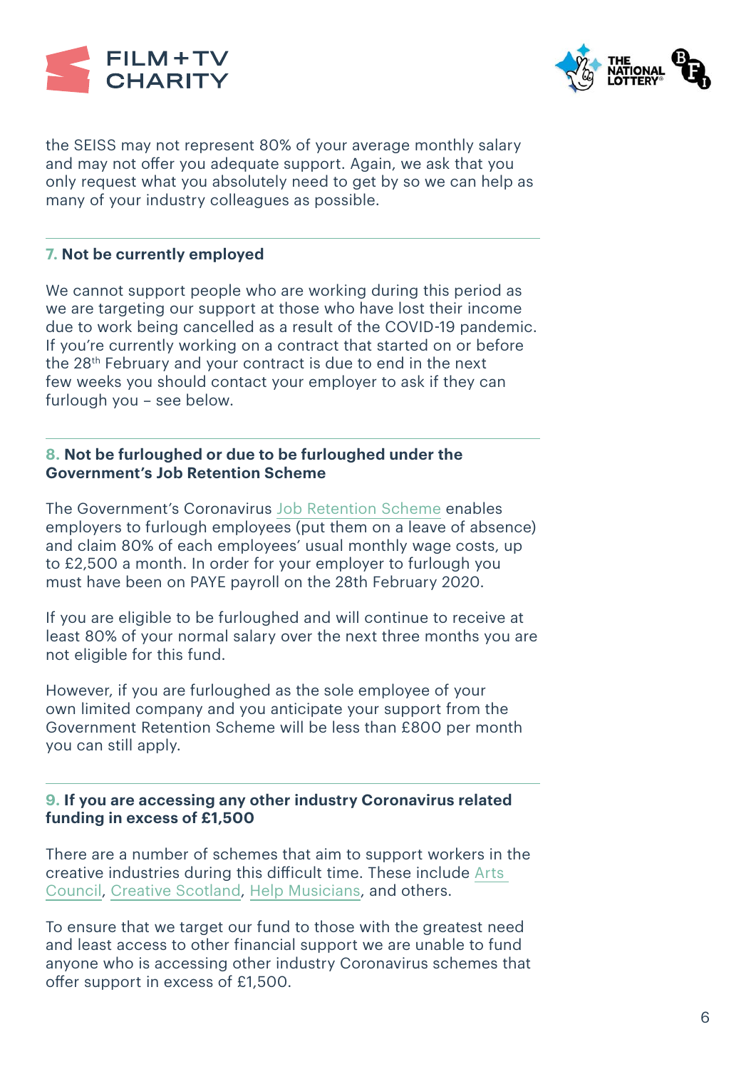the SEISS may not represent 80% of your average monthly salary and may not offer you adequate support. Again, we ask that you only request what you absolutely need to get by so we can help as many of your industry colleagues as possible.

---

### 7. Not be currently employed

We cannot support people who are working during this period as we are targeting our support at those who have lost their income due to work being cancelled as a result of the COVID-19 pandemic. If you're currently working on a contract that started on or before the 28th February and your contract is due to end in the next few weeks you should contact your employer to ask if they can furlough you – see below.

---

### 8. Not be furloughed or due to be furloughed under the Government's Job Retention Scheme

The Government's Coronavirus Job Retention Scheme enables employers to furlough employees (put them on a leave of absence) and claim 80% of each employees' usual monthly wage costs, up to £2,500 a month. In order for your employer to furlough you must have been on PAYE payroll on the 28th February 2020.

If you are eligible to be furloughed and will continue to receive at least 80% of your normal salary over the next three months you are not eligible for this fund.

However, if you are furloughed as the sole employee of your own limited company and you anticipate your support from the Government Retention Scheme will be less than £800 per month you can still apply.

---

### 9. If you are accessing any other industry Coronavirus related funding in excess of £1,500

There are a number of schemes that aim to support workers in the creative industries during this difficult time. These include Arts Council, Creative Scotland, Help Musicians, and others.

To ensure that we target our fund to those with the greatest need and least access to other financial support we are unable to fund anyone who is accessing other industry Coronavirus schemes that offer support in excess of £1,500.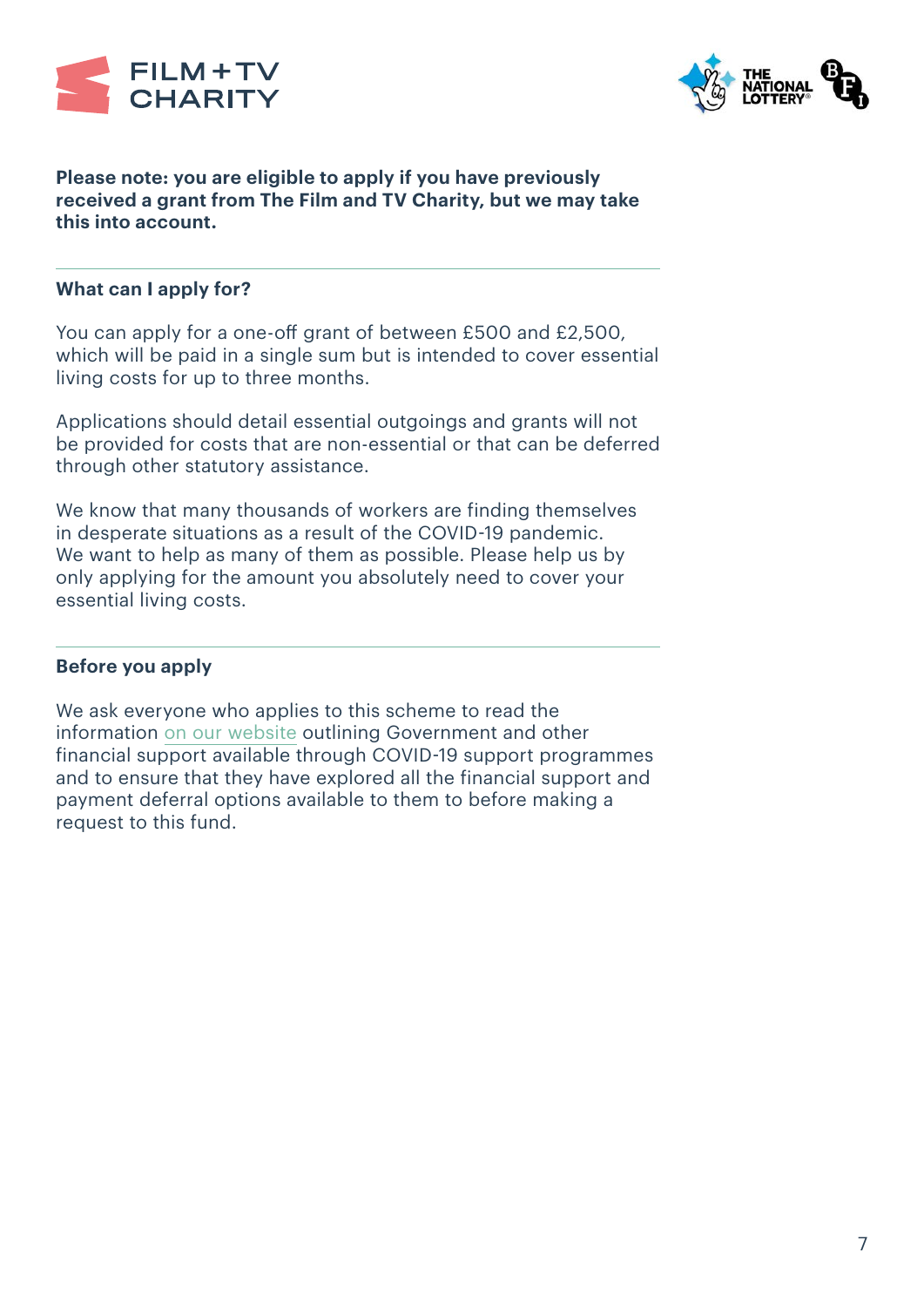**Please note: you are eligible to apply if you have previously received a grant from The Film and TV Charity, but we may take this into account.**

## What can I apply for?

You can apply for a one-off grant of between £500 and £2,500, which will be paid in a single sum but is intended to cover essential living costs for up to three months.

Applications should detail essential outgoings and grants will not be provided for costs that are non-essential or that can be deferred through other statutory assistance.

We know that many thousands of workers are finding themselves in desperate situations as a result of the COVID-19 pandemic. We want to help as many of them as possible. Please help us by only applying for the amount you absolutely need to cover your essential living costs.

## Before you apply

We ask everyone who applies to this scheme to read the information on our website outlining Government and other financial support available through COVID-19 support programmes and to ensure that they have explored all the financial support and payment deferral options available to them to before making a request to this fund.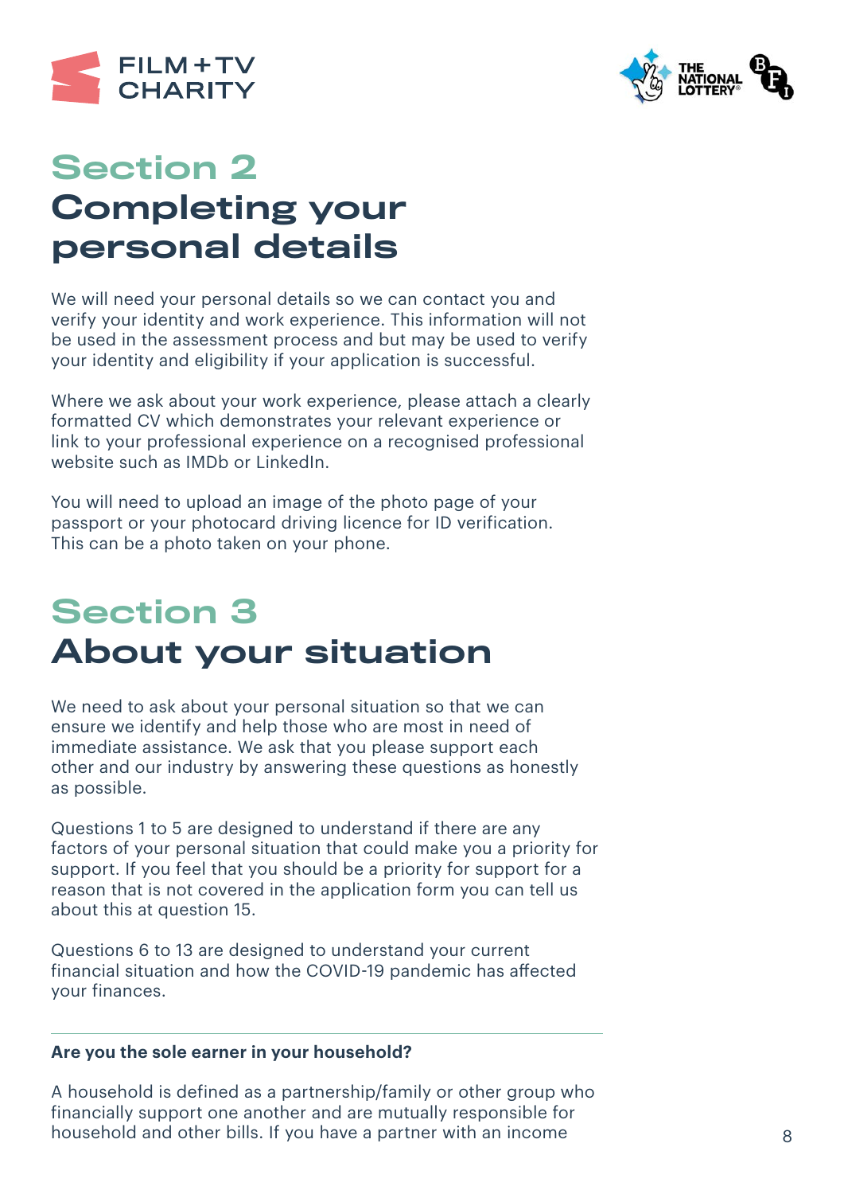# Section 2
# Completing your personal details

We will need your personal details so we can contact you and verify your identity and work experience. This information will not be used in the assessment process and but may be used to verify your identity and eligibility if your application is successful.

Where we ask about your work experience, please attach a clearly formatted CV which demonstrates your relevant experience or link to your professional experience on a recognised professional website such as IMDb or LinkedIn.

You will need to upload an image of the photo page of your passport or your photocard driving licence for ID verification. This can be a photo taken on your phone.

# Section 3
# About your situation

We need to ask about your personal situation so that we can ensure we identify and help those who are most in need of immediate assistance. We ask that you please support each other and our industry by answering these questions as honestly as possible.

Questions 1 to 5 are designed to understand if there are any factors of your personal situation that could make you a priority for support. If you feel that you should be a priority for support for a reason that is not covered in the application form you can tell us about this at question 15.

Questions 6 to 13 are designed to understand your current financial situation and how the COVID-19 pandemic has affected your finances.

---

**Are you the sole earner in your household?**

A household is defined as a partnership/family or other group who financially support one another and are mutually responsible for household and other bills. If you have a partner with an income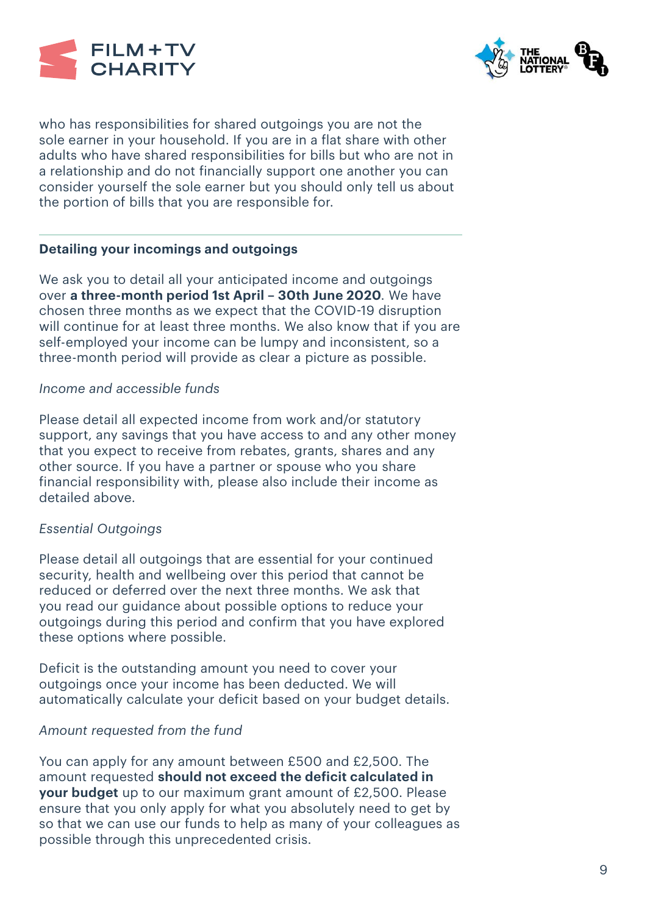who has responsibilities for shared outgoings you are not the sole earner in your household. If you are in a flat share with other adults who have shared responsibilities for bills but who are not in a relationship and do not financially support one another you can consider yourself the sole earner but you should only tell us about the portion of bills that you are responsible for.

---

### Detailing your incomings and outgoings

We ask you to detail all your anticipated income and outgoings over **a three-month period 1st April – 30th June 2020**. We have chosen three months as we expect that the COVID-19 disruption will continue for at least three months. We also know that if you are self-employed your income can be lumpy and inconsistent, so a three-month period will provide as clear a picture as possible.

*Income and accessible funds*

Please detail all expected income from work and/or statutory support, any savings that you have access to and any other money that you expect to receive from rebates, grants, shares and any other source. If you have a partner or spouse who you share financial responsibility with, please also include their income as detailed above.

*Essential Outgoings*

Please detail all outgoings that are essential for your continued security, health and wellbeing over this period that cannot be reduced or deferred over the next three months. We ask that you read our guidance about possible options to reduce your outgoings during this period and confirm that you have explored these options where possible.

Deficit is the outstanding amount you need to cover your outgoings once your income has been deducted. We will automatically calculate your deficit based on your budget details.

*Amount requested from the fund*

You can apply for any amount between £500 and £2,500. The amount requested **should not exceed the deficit calculated in your budget** up to our maximum grant amount of £2,500. Please ensure that you only apply for what you absolutely need to get by so that we can use our funds to help as many of your colleagues as possible through this unprecedented crisis.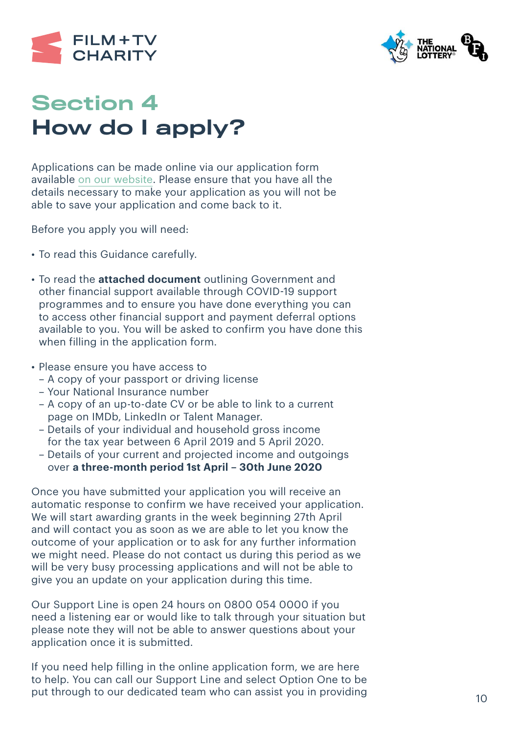# Section 4
# How do I apply?

Applications can be made online via our application form available on our website. Please ensure that you have all the details necessary to make your application as you will not be able to save your application and come back to it.

Before you apply you will need:

- To read this Guidance carefully.
- To read the **attached document** outlining Government and other financial support available through COVID-19 support programmes and to ensure you have done everything you can to access other financial support and payment deferral options available to you. You will be asked to confirm you have done this when filling in the application form.
- Please ensure you have access to
  - A copy of your passport or driving license
  - Your National Insurance number
  - A copy of an up-to-date CV or be able to link to a current page on IMDb, LinkedIn or Talent Manager.
  - Details of your individual and household gross income for the tax year between 6 April 2019 and 5 April 2020.
  - Details of your current and projected income and outgoings over **a three-month period 1st April – 30th June 2020**

Once you have submitted your application you will receive an automatic response to confirm we have received your application. We will start awarding grants in the week beginning 27th April and will contact you as soon as we are able to let you know the outcome of your application or to ask for any further information we might need. Please do not contact us during this period as we will be very busy processing applications and will not be able to give you an update on your application during this time.

Our Support Line is open 24 hours on 0800 054 0000 if you need a listening ear or would like to talk through your situation but please note they will not be able to answer questions about your application once it is submitted.

If you need help filling in the online application form, we are here to help. You can call our Support Line and select Option One to be put through to our dedicated team who can assist you in providing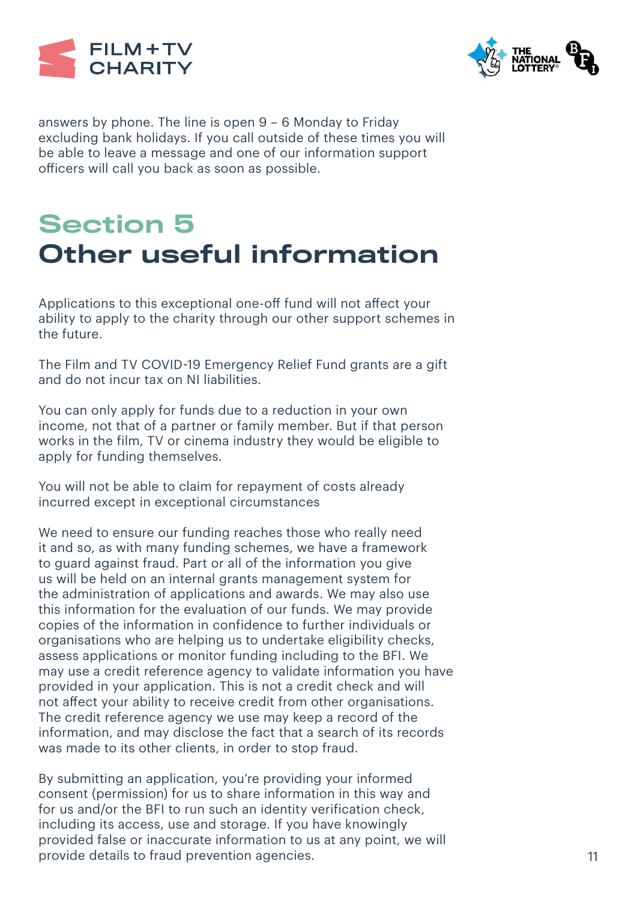answers by phone. The line is open 9 – 6 Monday to Friday excluding bank holidays. If you call outside of these times you will be able to leave a message and one of our information support officers will call you back as soon as possible.

# Section 5
# Other useful information

Applications to this exceptional one-off fund will not affect your ability to apply to the charity through our other support schemes in the future.

The Film and TV COVID-19 Emergency Relief Fund grants are a gift and do not incur tax on NI liabilities.

You can only apply for funds due to a reduction in your own income, not that of a partner or family member. But if that person works in the film, TV or cinema industry they would be eligible to apply for funding themselves.

You will not be able to claim for repayment of costs already incurred except in exceptional circumstances

We need to ensure our funding reaches those who really need it and so, as with many funding schemes, we have a framework to guard against fraud. Part or all of the information you give us will be held on an internal grants management system for the administration of applications and awards. We may also use this information for the evaluation of our funds. We may provide copies of the information in confidence to further individuals or organisations who are helping us to undertake eligibility checks, assess applications or monitor funding including to the BFI. We may use a credit reference agency to validate information you have provided in your application. This is not a credit check and will not affect your ability to receive credit from other organisations. The credit reference agency we use may keep a record of the information, and may disclose the fact that a search of its records was made to its other clients, in order to stop fraud.

By submitting an application, you're providing your informed consent (permission) for us to share information in this way and for us and/or the BFI to run such an identity verification check, including its access, use and storage. If you have knowingly provided false or inaccurate information to us at any point, we will provide details to fraud prevention agencies.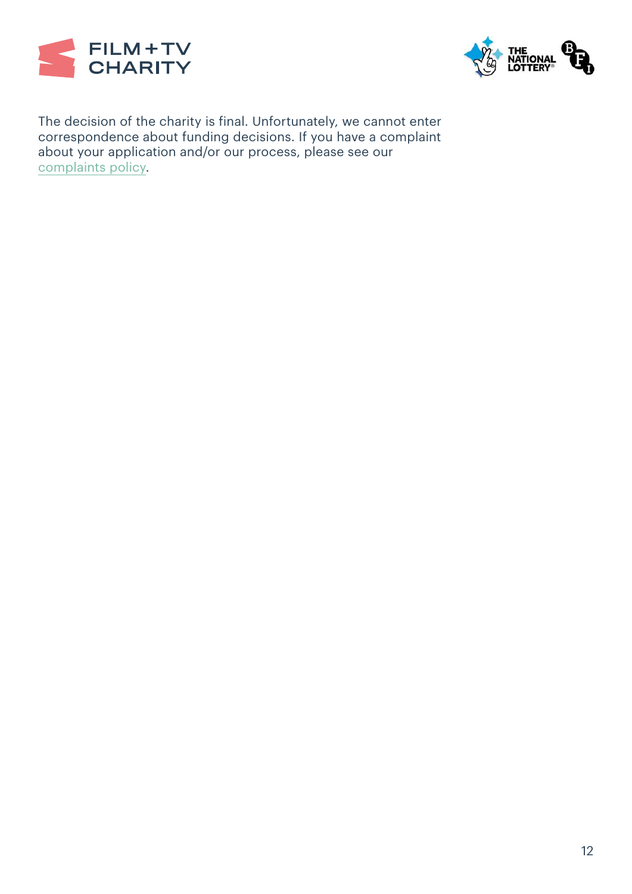The decision of the charity is final. Unfortunately, we cannot enter correspondence about funding decisions. If you have a complaint about your application and/or our process, please see our complaints policy.